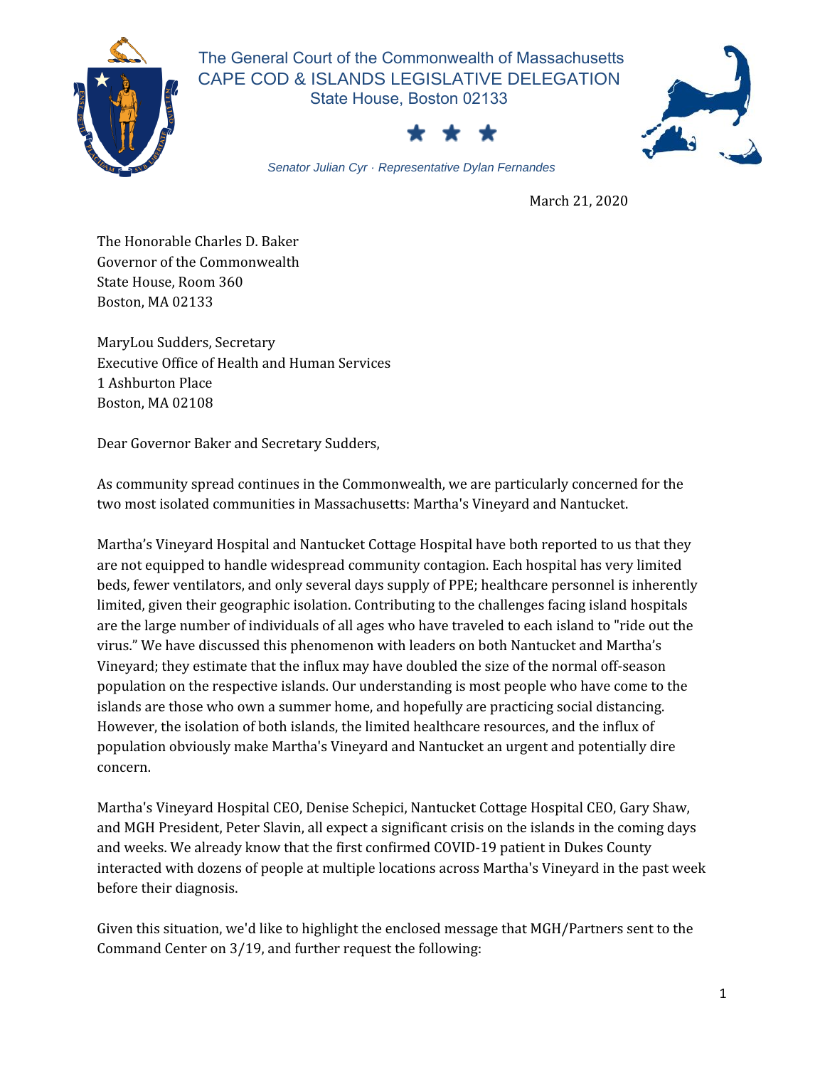The General Court of the Commonwealth of Massachusetts
CAPE COD & ISLANDS LEGISLATIVE DELEGATION
State House, Boston 02133

★ ★ ★

*Senator Julian Cyr · Representative Dylan Fernandes*

March 21, 2020

The Honorable Charles D. Baker
Governor of the Commonwealth
State House, Room 360
Boston, MA 02133

MaryLou Sudders, Secretary
Executive Office of Health and Human Services
1 Ashburton Place
Boston, MA 02108

Dear Governor Baker and Secretary Sudders,

As community spread continues in the Commonwealth, we are particularly concerned for the two most isolated communities in Massachusetts: Martha's Vineyard and Nantucket.

Martha's Vineyard Hospital and Nantucket Cottage Hospital have both reported to us that they are not equipped to handle widespread community contagion. Each hospital has very limited beds, fewer ventilators, and only several days supply of PPE; healthcare personnel is inherently limited, given their geographic isolation. Contributing to the challenges facing island hospitals are the large number of individuals of all ages who have traveled to each island to "ride out the virus." We have discussed this phenomenon with leaders on both Nantucket and Martha's Vineyard; they estimate that the influx may have doubled the size of the normal off-season population on the respective islands. Our understanding is most people who have come to the islands are those who own a summer home, and hopefully are practicing social distancing. However, the isolation of both islands, the limited healthcare resources, and the influx of population obviously make Martha's Vineyard and Nantucket an urgent and potentially dire concern.

Martha's Vineyard Hospital CEO, Denise Schepici, Nantucket Cottage Hospital CEO, Gary Shaw, and MGH President, Peter Slavin, all expect a significant crisis on the islands in the coming days and weeks. We already know that the first confirmed COVID-19 patient in Dukes County interacted with dozens of people at multiple locations across Martha's Vineyard in the past week before their diagnosis.

Given this situation, we'd like to highlight the enclosed message that MGH/Partners sent to the Command Center on 3/19, and further request the following: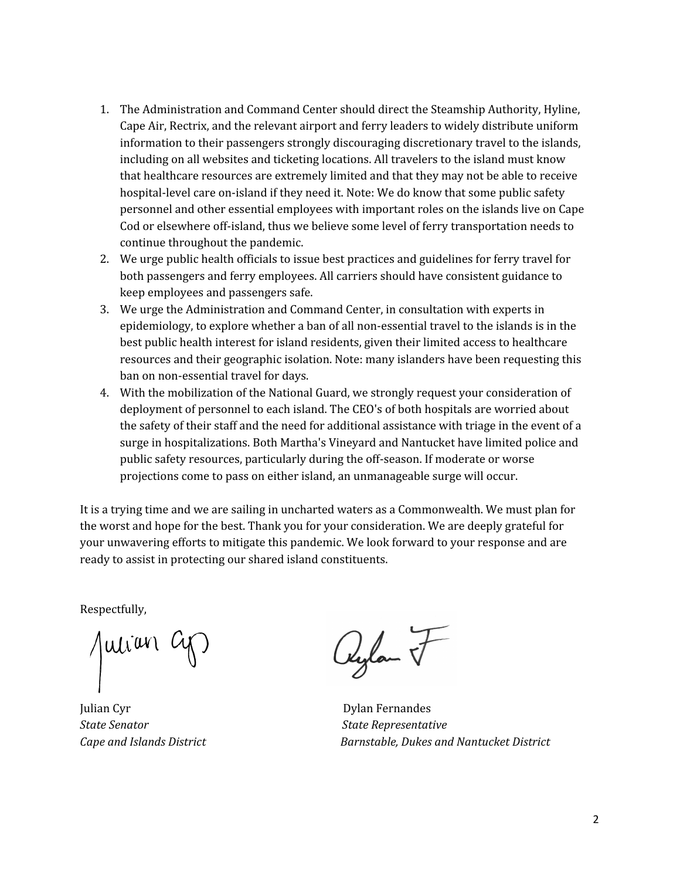1. The Administration and Command Center should direct the Steamship Authority, Hyline, Cape Air, Rectrix, and the relevant airport and ferry leaders to widely distribute uniform information to their passengers strongly discouraging discretionary travel to the islands, including on all websites and ticketing locations. All travelers to the island must know that healthcare resources are extremely limited and that they may not be able to receive hospital-level care on-island if they need it. Note: We do know that some public safety personnel and other essential employees with important roles on the islands live on Cape Cod or elsewhere off-island, thus we believe some level of ferry transportation needs to continue throughout the pandemic.
2. We urge public health officials to issue best practices and guidelines for ferry travel for both passengers and ferry employees. All carriers should have consistent guidance to keep employees and passengers safe.
3. We urge the Administration and Command Center, in consultation with experts in epidemiology, to explore whether a ban of all non-essential travel to the islands is in the best public health interest for island residents, given their limited access to healthcare resources and their geographic isolation. Note: many islanders have been requesting this ban on non-essential travel for days.
4. With the mobilization of the National Guard, we strongly request your consideration of deployment of personnel to each island. The CEO's of both hospitals are worried about the safety of their staff and the need for additional assistance with triage in the event of a surge in hospitalizations. Both Martha's Vineyard and Nantucket have limited police and public safety resources, particularly during the off-season. If moderate or worse projections come to pass on either island, an unmanageable surge will occur.

It is a trying time and we are sailing in uncharted waters as a Commonwealth. We must plan for the worst and hope for the best. Thank you for your consideration. We are deeply grateful for your unwavering efforts to mitigate this pandemic. We look forward to your response and are ready to assist in protecting our shared island constituents.

Respectfully,

Julian Cyr
*State Senator*
*Cape and Islands District*

Dylan Fernandes
*State Representative*
*Barnstable, Dukes and Nantucket District*